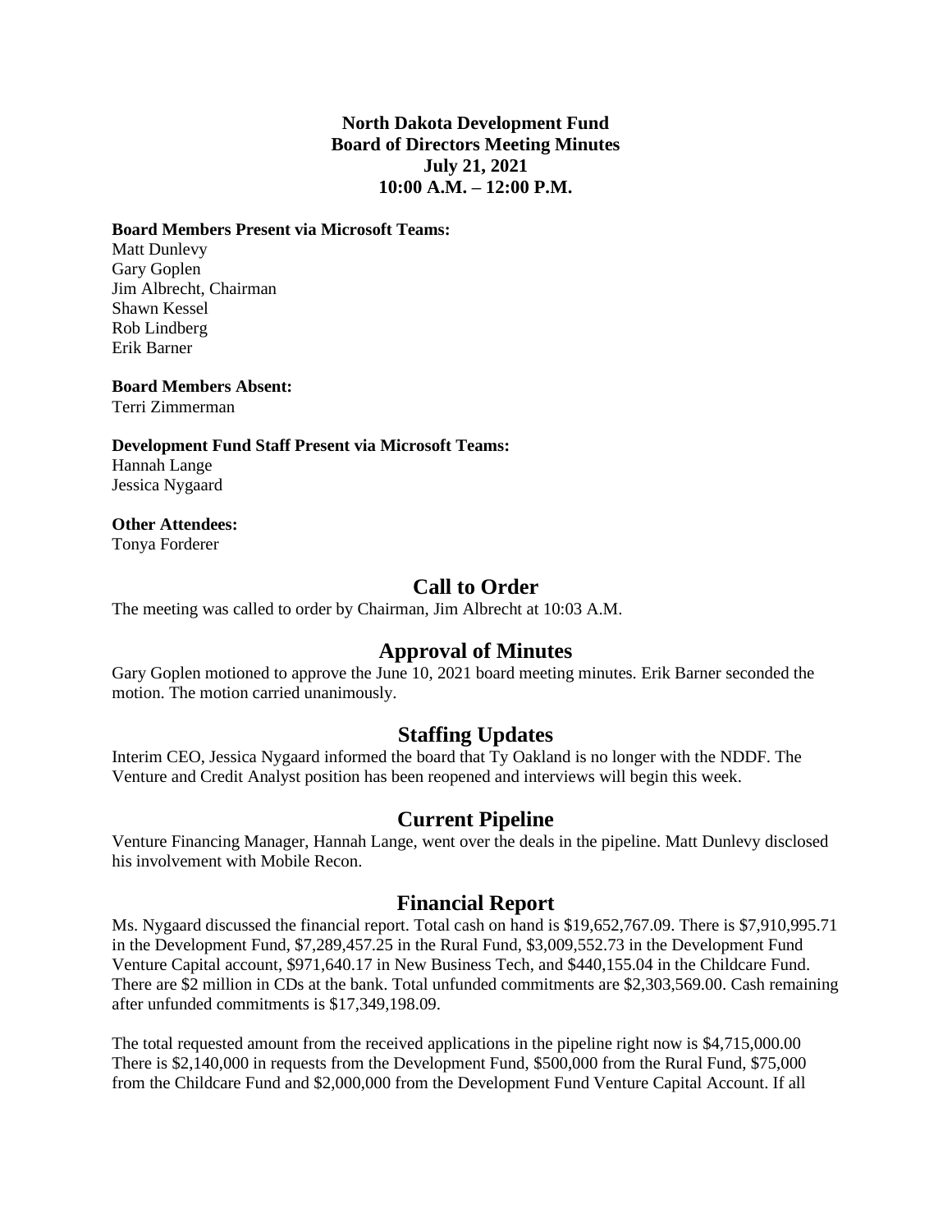**North Dakota Development Fund**
**Board of Directors Meeting Minutes**
**July 21, 2021**
**10:00 A.M. – 12:00 P.M.**

**Board Members Present via Microsoft Teams:**
Matt Dunlevy
Gary Goplen
Jim Albrecht, Chairman
Shawn Kessel
Rob Lindberg
Erik Barner

**Board Members Absent:**
Terri Zimmerman

**Development Fund Staff Present via Microsoft Teams:**
Hannah Lange
Jessica Nygaard

**Other Attendees:**
Tonya Forderer

## Call to Order

The meeting was called to order by Chairman, Jim Albrecht at 10:03 A.M.

## Approval of Minutes

Gary Goplen motioned to approve the June 10, 2021 board meeting minutes. Erik Barner seconded the motion. The motion carried unanimously.

## Staffing Updates

Interim CEO, Jessica Nygaard informed the board that Ty Oakland is no longer with the NDDF. The Venture and Credit Analyst position has been reopened and interviews will begin this week.

## Current Pipeline

Venture Financing Manager, Hannah Lange, went over the deals in the pipeline. Matt Dunlevy disclosed his involvement with Mobile Recon.

## Financial Report

Ms. Nygaard discussed the financial report. Total cash on hand is $19,652,767.09. There is $7,910,995.71 in the Development Fund, $7,289,457.25 in the Rural Fund, $3,009,552.73 in the Development Fund Venture Capital account, $971,640.17 in New Business Tech, and $440,155.04 in the Childcare Fund. There are $2 million in CDs at the bank. Total unfunded commitments are $2,303,569.00. Cash remaining after unfunded commitments is $17,349,198.09.

The total requested amount from the received applications in the pipeline right now is $4,715,000.00 There is $2,140,000 in requests from the Development Fund, $500,000 from the Rural Fund, $75,000 from the Childcare Fund and $2,000,000 from the Development Fund Venture Capital Account. If all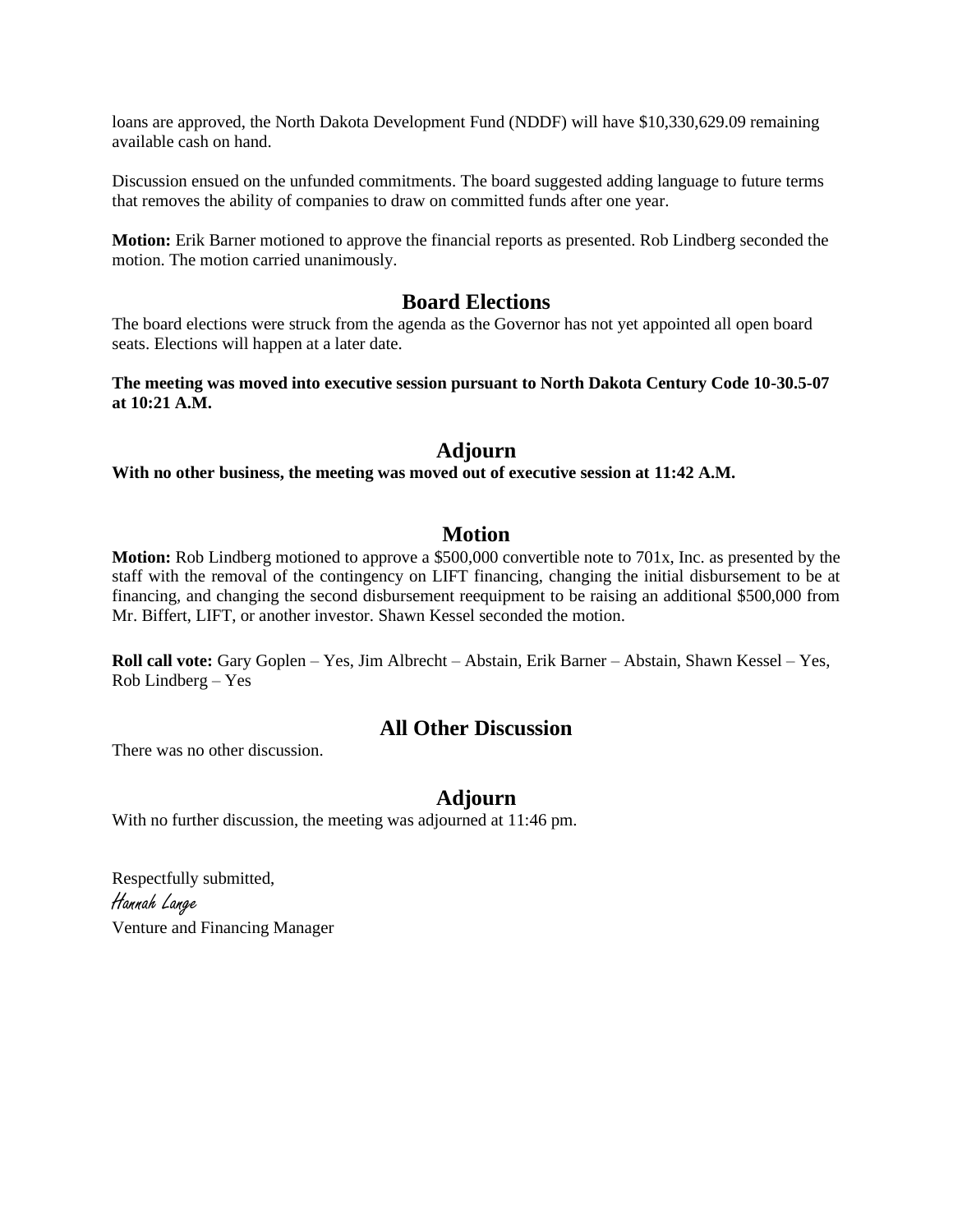loans are approved, the North Dakota Development Fund (NDDF) will have $10,330,629.09 remaining available cash on hand.

Discussion ensued on the unfunded commitments. The board suggested adding language to future terms that removes the ability of companies to draw on committed funds after one year.

**Motion:** Erik Barner motioned to approve the financial reports as presented. Rob Lindberg seconded the motion. The motion carried unanimously.

## Board Elections

The board elections were struck from the agenda as the Governor has not yet appointed all open board seats. Elections will happen at a later date.

**The meeting was moved into executive session pursuant to North Dakota Century Code 10-30.5-07 at 10:21 A.M.**

## Adjourn

**With no other business, the meeting was moved out of executive session at 11:42 A.M.**

## Motion

**Motion:** Rob Lindberg motioned to approve a $500,000 convertible note to 701x, Inc. as presented by the staff with the removal of the contingency on LIFT financing, changing the initial disbursement to be at financing, and changing the second disbursement reequipment to be raising an additional $500,000 from Mr. Biffert, LIFT, or another investor. Shawn Kessel seconded the motion.

**Roll call vote:** Gary Goplen – Yes, Jim Albrecht – Abstain, Erik Barner – Abstain, Shawn Kessel – Yes, Rob Lindberg – Yes

## All Other Discussion

There was no other discussion.

## Adjourn

With no further discussion, the meeting was adjourned at 11:46 pm.

Respectfully submitted,
*Hannah Lange*
Venture and Financing Manager